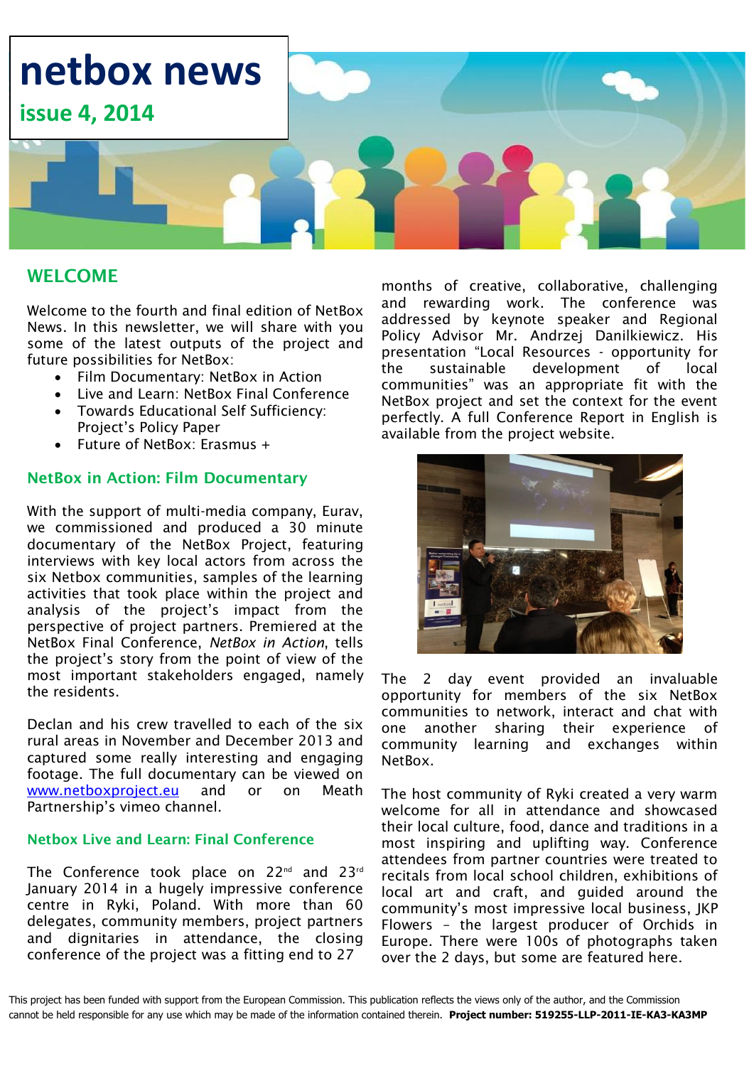# netbox news

## issue 4, 2014

## WELCOME

Welcome to the fourth and final edition of NetBox News. In this newsletter, we will share with you some of the latest outputs of the project and future possibilities for NetBox:

- Film Documentary: NetBox in Action
- Live and Learn: NetBox Final Conference
- Towards Educational Self Sufficiency: Project's Policy Paper
- Future of NetBox: Erasmus +

### NetBox in Action: Film Documentary

With the support of multi-media company, Eurav, we commissioned and produced a 30 minute documentary of the NetBox Project, featuring interviews with key local actors from across the six Netbox communities, samples of the learning activities that took place within the project and analysis of the project's impact from the perspective of project partners. Premiered at the NetBox Final Conference, *NetBox in Action*, tells the project's story from the point of view of the most important stakeholders engaged, namely the residents.

Declan and his crew travelled to each of the six rural areas in November and December 2013 and captured some really interesting and engaging footage. The full documentary can be viewed on [www.netboxproject.eu](www.netboxproject.eu) and or on Meath Partnership's vimeo channel.

### Netbox Live and Learn: Final Conference

The Conference took place on 22nd and 23rd January 2014 in a hugely impressive conference centre in Ryki, Poland. With more than 60 delegates, community members, project partners and dignitaries in attendance, the closing conference of the project was a fitting end to 27 months of creative, collaborative, challenging and rewarding work. The conference was addressed by keynote speaker and Regional Policy Advisor Mr. Andrzej Danilkiewicz. His presentation "Local Resources - opportunity for the sustainable development of local communities" was an appropriate fit with the NetBox project and set the context for the event perfectly. A full Conference Report in English is available from the project website.

The 2 day event provided an invaluable opportunity for members of the six NetBox communities to network, interact and chat with one another sharing their experience of community learning and exchanges within NetBox.

The host community of Ryki created a very warm welcome for all in attendance and showcased their local culture, food, dance and traditions in a most inspiring and uplifting way. Conference attendees from partner countries were treated to recitals from local school children, exhibitions of local art and craft, and guided around the community's most impressive local business, JKP Flowers – the largest producer of Orchids in Europe. There were 100s of photographs taken over the 2 days, but some are featured here.

This project has been funded with support from the European Commission. This publication reflects the views only of the author, and the Commission cannot be held responsible for any use which may be made of the information contained therein. **Project number: 519255-LLP-2011-IE-KA3-KA3MP**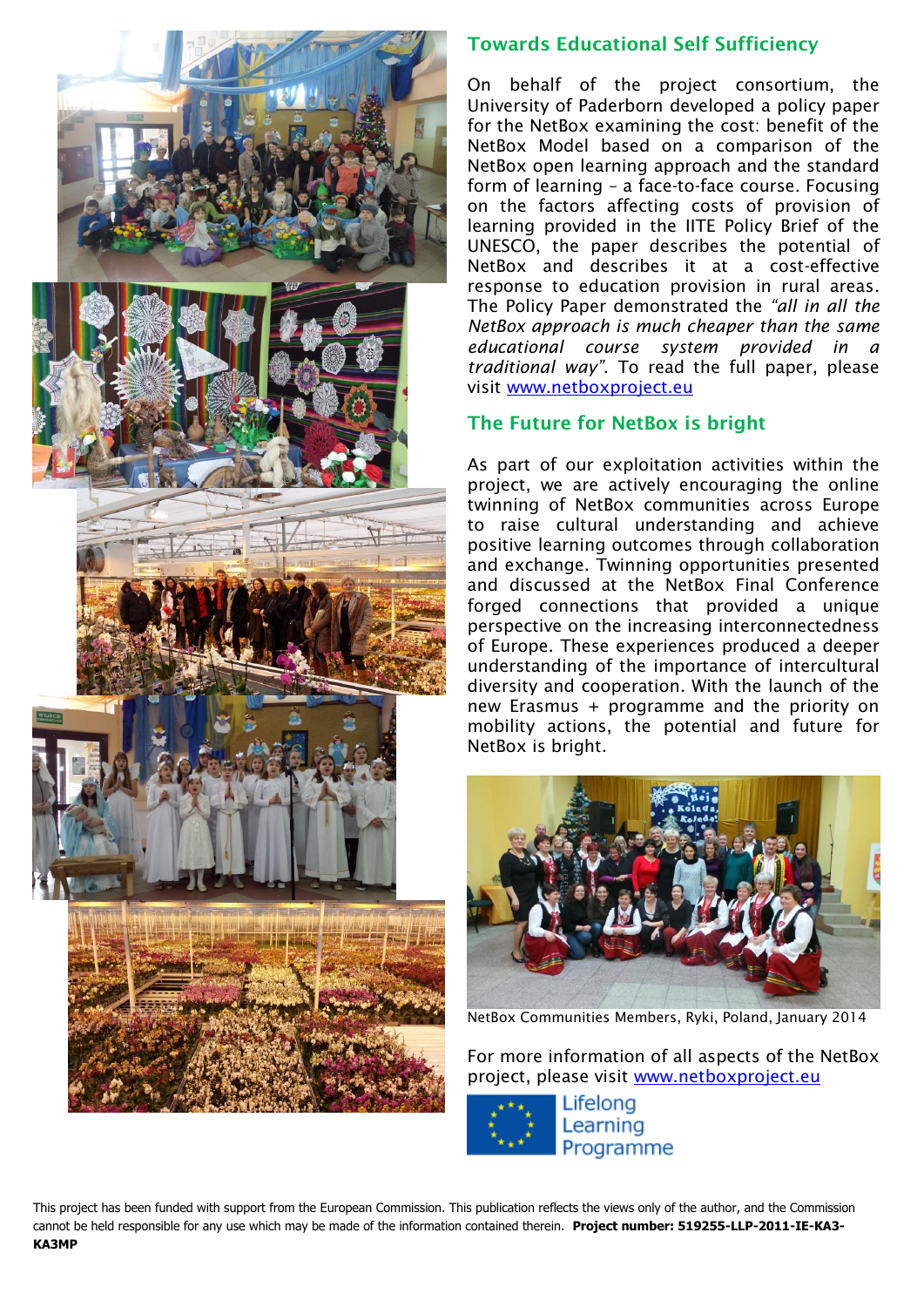## Towards Educational Self Sufficiency

On behalf of the project consortium, the University of Paderborn developed a policy paper for the NetBox examining the cost: benefit of the NetBox Model based on a comparison of the NetBox open learning approach and the standard form of learning – a face-to-face course. Focusing on the factors affecting costs of provision of learning provided in the IITE Policy Brief of the UNESCO, the paper describes the potential of NetBox and describes it at a cost-effective response to education provision in rural areas. The Policy Paper demonstrated the *"all in all the NetBox approach is much cheaper than the same educational course system provided in a traditional way"*. To read the full paper, please visit www.netboxproject.eu

## The Future for NetBox is bright

As part of our exploitation activities within the project, we are actively encouraging the online twinning of NetBox communities across Europe to raise cultural understanding and achieve positive learning outcomes through collaboration and exchange. Twinning opportunities presented and discussed at the NetBox Final Conference forged connections that provided a unique perspective on the increasing interconnectedness of Europe. These experiences produced a deeper understanding of the importance of intercultural diversity and cooperation. With the launch of the new Erasmus + programme and the priority on mobility actions, the potential and future for NetBox is bright.

NetBox Communities Members, Ryki, Poland, January 2014

For more information of all aspects of the NetBox project, please visit www.netboxproject.eu

Lifelong Learning Programme

This project has been funded with support from the European Commission. This publication reflects the views only of the author, and the Commission cannot be held responsible for any use which may be made of the information contained therein. **Project number: 519255-LLP-2011-IE-KA3-KA3MP**